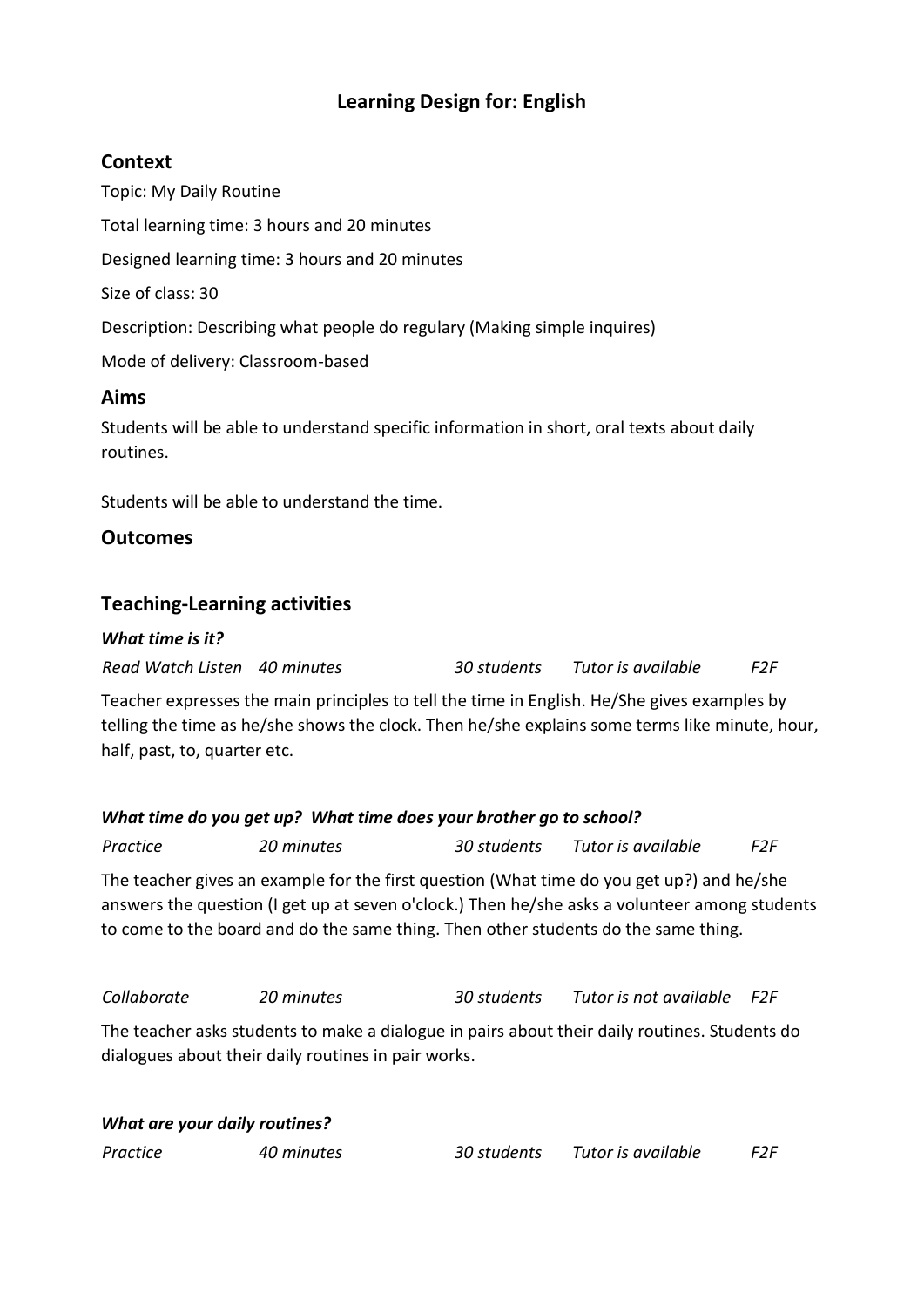# Learning Design for: English

## Context

Topic: My Daily Routine

Total learning time: 3 hours and 20 minutes

Designed learning time: 3 hours and 20 minutes

Size of class: 30

Description: Describing what people do regulary (Making simple inquires)

Mode of delivery: Classroom-based

## Aims

Students will be able to understand specific information in short, oral texts about daily routines.

Students will be able to understand the time.

## Outcomes

## Teaching-Learning activities

***What time is it?***

*Read Watch Listen* *40 minutes* *30 students* *Tutor is available* *F2F*

Teacher expresses the main principles to tell the time in English. He/She gives examples by telling the time as he/she shows the clock. Then he/she explains some terms like minute, hour, half, past, to, quarter etc.

***What time do you get up? What time does your brother go to school?***

*Practice* *20 minutes* *30 students* *Tutor is available* *F2F*

The teacher gives an example for the first question (What time do you get up?) and he/she answers the question (I get up at seven o'clock.) Then he/she asks a volunteer among students to come to the board and do the same thing. Then other students do the same thing.

*Collaborate* *20 minutes* *30 students* *Tutor is not available* *F2F*

The teacher asks students to make a dialogue in pairs about their daily routines. Students do dialogues about their daily routines in pair works.

***What are your daily routines?***

*Practice* *40 minutes* *30 students* *Tutor is available* *F2F*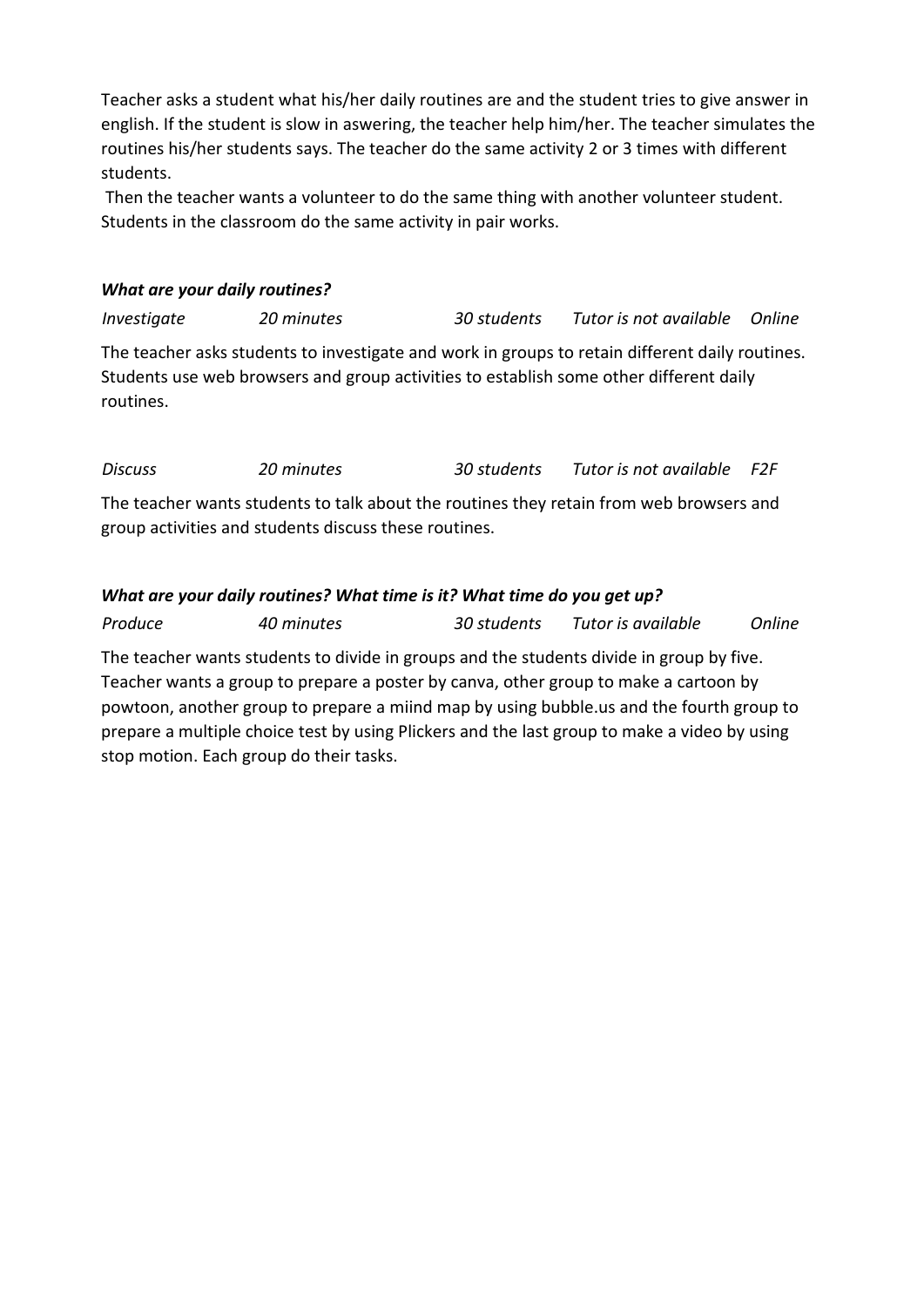Teacher asks a student what his/her daily routines are and the student tries to give answer in english. If the student is slow in aswering, the teacher help him/her. The teacher simulates the routines his/her students says. The teacher do the same activity 2 or 3 times with different students.

Then the teacher wants a volunteer to do the same thing with another volunteer student. Students in the classroom do the same activity in pair works.

***What are your daily routines?***

*Investigate* *20 minutes* *30 students* *Tutor is not available* *Online*

The teacher asks students to investigate and work in groups to retain different daily routines. Students use web browsers and group activities to establish some other different daily routines.

*Discuss* *20 minutes* *30 students* *Tutor is not available* *F2F*

The teacher wants students to talk about the routines they retain from web browsers and group activities and students discuss these routines.

***What are your daily routines? What time is it? What time do you get up?***

*Produce* *40 minutes* *30 students* *Tutor is available* *Online*

The teacher wants students to divide in groups and the students divide in group by five. Teacher wants a group to prepare a poster by canva, other group to make a cartoon by powtoon, another group to prepare a miind map by using bubble.us and the fourth group to prepare a multiple choice test by using Plickers and the last group to make a video by using stop motion. Each group do their tasks.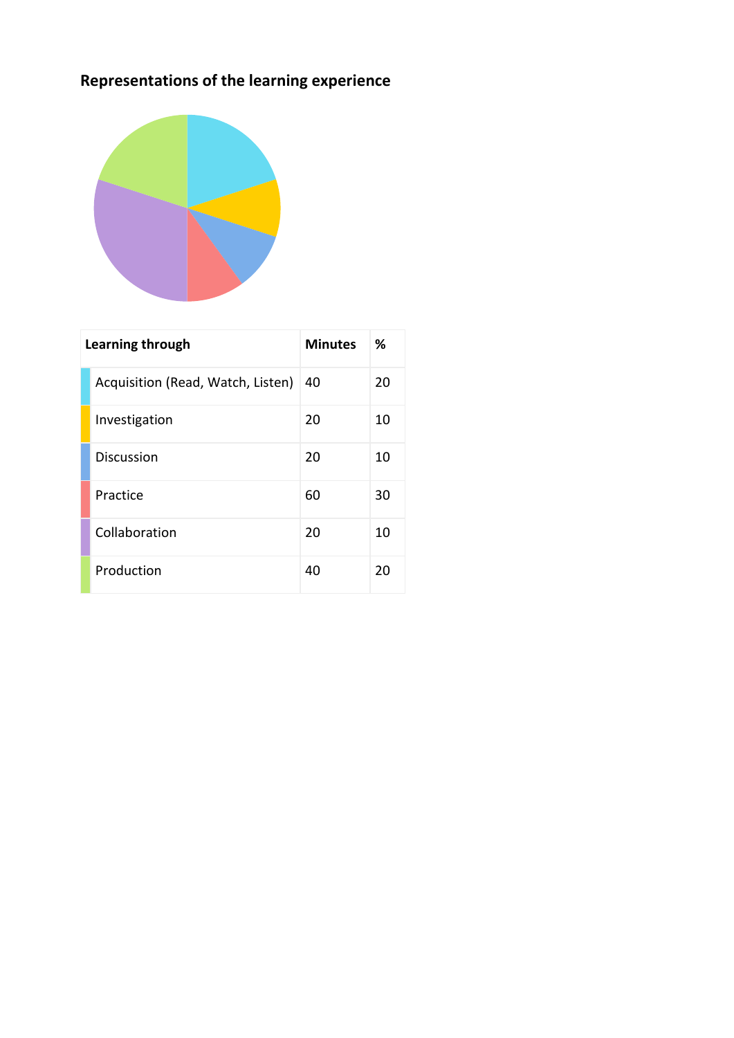## Representations of the learning experience

| Learning through | Minutes | % |
| --- | --- | --- |
| Acquisition (Read, Watch, Listen) | 40 | 20 |
| Investigation | 20 | 10 |
| Discussion | 20 | 10 |
| Practice | 60 | 30 |
| Collaboration | 20 | 10 |
| Production | 40 | 20 |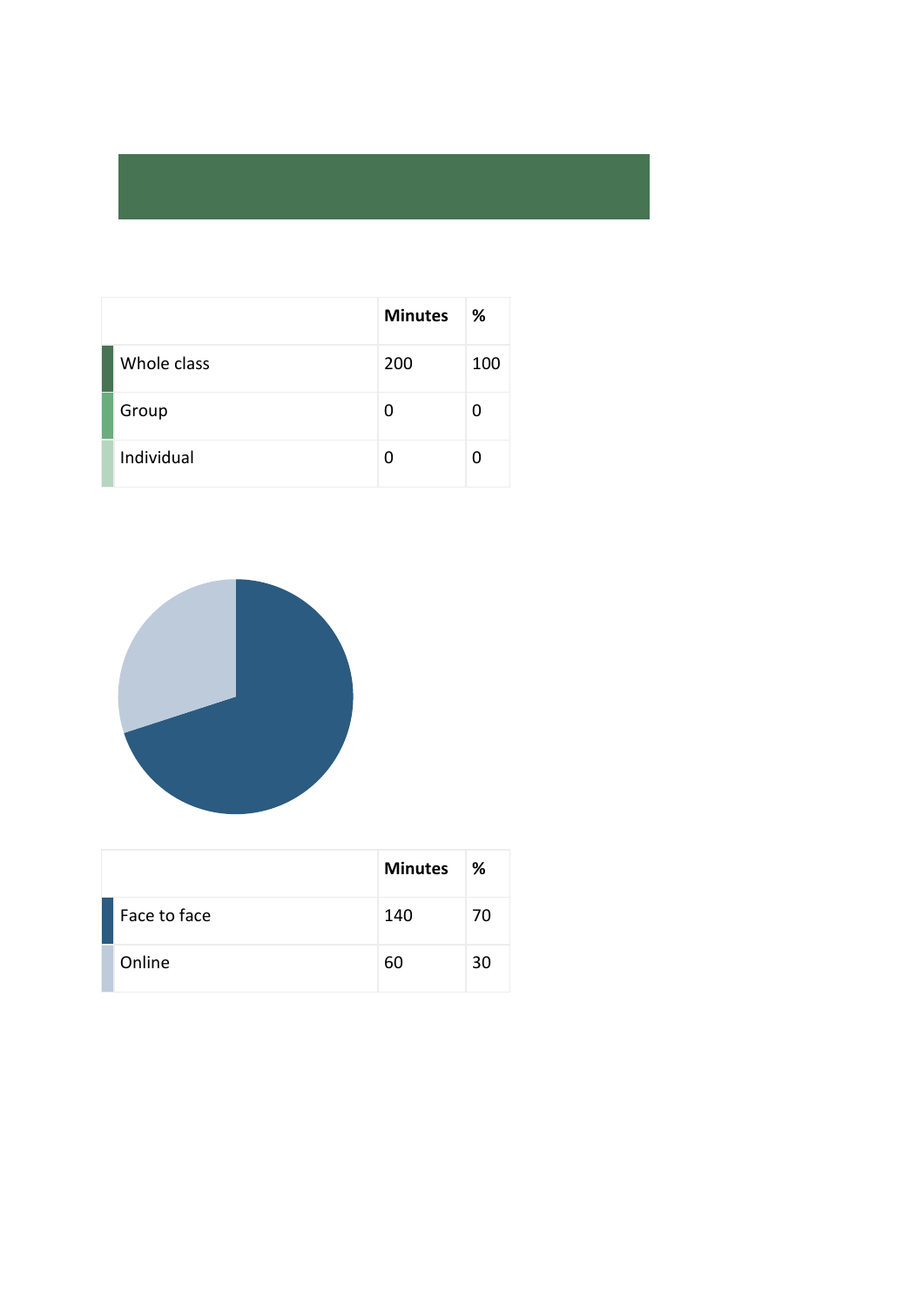| | Minutes | % |
|---|---|---|
| Whole class | 200 | 100 |
| Group | 0 | 0 |
| Individual | 0 | 0 |

| | Minutes | % |
|---|---|---|
| Face to face | 140 | 70 |
| Online | 60 | 30 |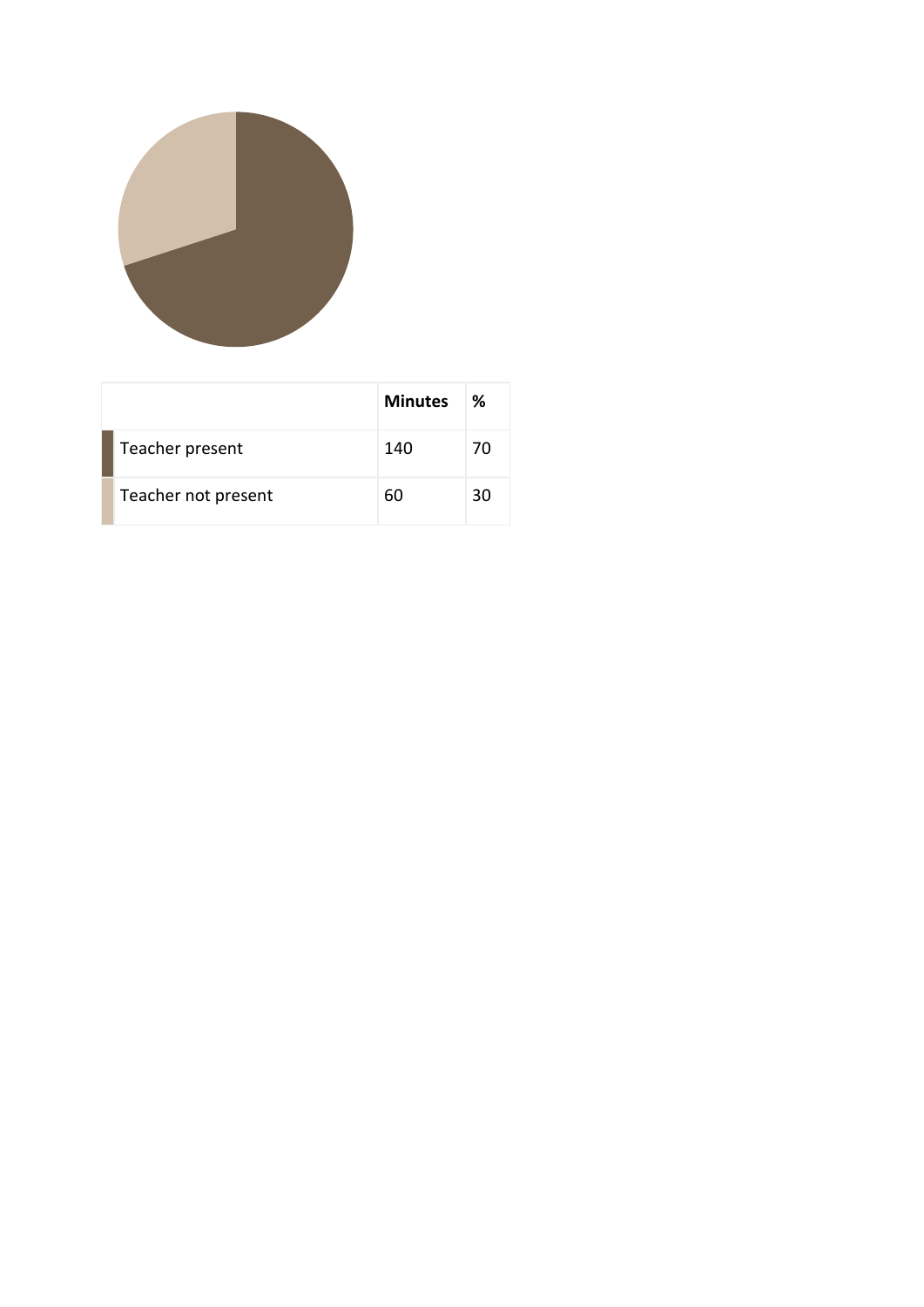| | Minutes | % |
|---|---|---|
| Teacher present | 140 | 70 |
| Teacher not present | 60 | 30 |